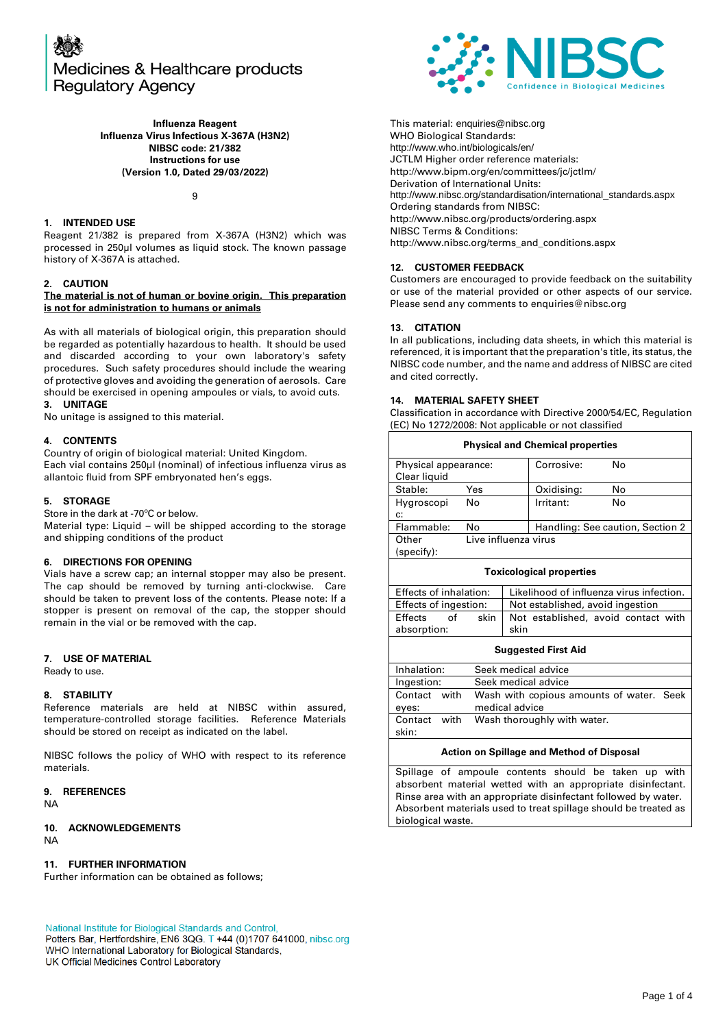Medicines & Healthcare products Regulatory Agency

NIBSC Confidence in Biological Medicines

**Influenza Reagent**
**Influenza Virus Infectious X-367A (H3N2)**
**NIBSC code: 21/382**
**Instructions for use**
**(Version 1.0, Dated 29/03/2022)**

9

## 1. INTENDED USE

Reagent 21/382 is prepared from X-367A (H3N2) which was processed in 250µl volumes as liquid stock. The known passage history of X-367A is attached.

## 2. CAUTION

**The material is not of human or bovine origin. This preparation is not for administration to humans or animals**

As with all materials of biological origin, this preparation should be regarded as potentially hazardous to health. It should be used and discarded according to your own laboratory's safety procedures. Such safety procedures should include the wearing of protective gloves and avoiding the generation of aerosols. Care should be exercised in opening ampoules or vials, to avoid cuts.

## 3. UNITAGE

No unitage is assigned to this material.

## 4. CONTENTS

Country of origin of biological material: United Kingdom.
Each vial contains 250µl (nominal) of infectious influenza virus as allantoic fluid from SPF embryonated hen's eggs.

## 5. STORAGE

Store in the dark at -70ºC or below.
Material type: Liquid – will be shipped according to the storage and shipping conditions of the product

## 6. DIRECTIONS FOR OPENING

Vials have a screw cap; an internal stopper may also be present. The cap should be removed by turning anti-clockwise. Care should be taken to prevent loss of the contents. Please note: If a stopper is present on removal of the cap, the stopper should remain in the vial or be removed with the cap.

## 7. USE OF MATERIAL

Ready to use.

## 8. STABILITY

Reference materials are held at NIBSC within assured, temperature-controlled storage facilities. Reference Materials should be stored on receipt as indicated on the label.

NIBSC follows the policy of WHO with respect to its reference materials.

## 9. REFERENCES

NA

## 10. ACKNOWLEDGEMENTS

NA

## 11. FURTHER INFORMATION

Further information can be obtained as follows;

This material: enquiries@nibsc.org
WHO Biological Standards:
http://www.who.int/biologicals/en/
JCTLM Higher order reference materials:
http://www.bipm.org/en/committees/jc/jctlm/
Derivation of International Units:
http://www.nibsc.org/standardisation/international_standards.aspx
Ordering standards from NIBSC:
http://www.nibsc.org/products/ordering.aspx
NIBSC Terms & Conditions:
http://www.nibsc.org/terms_and_conditions.aspx

## 12. CUSTOMER FEEDBACK

Customers are encouraged to provide feedback on the suitability or use of the material provided or other aspects of our service. Please send any comments to enquiries@nibsc.org

## 13. CITATION

In all publications, including data sheets, in which this material is referenced, it is important that the preparation's title, its status, the NIBSC code number, and the name and address of NIBSC are cited and cited correctly.

## 14. MATERIAL SAFETY SHEET

Classification in accordance with Directive 2000/54/EC, Regulation (EC) No 1272/2008: Not applicable or not classified

| **Physical and Chemical properties** | | | |
|---|---|---|---|
| Physical appearance: Clear liquid | | Corrosive: | No |
| Stable: | Yes | Oxidising: | No |
| Hygroscopic: | No | Irritant: | No |
| Flammable: | No | Handling: See caution, Section 2 | |
| Other (specify): | Live influenza virus | | |

| **Toxicological properties** | |
|---|---|
| Effects of inhalation: | Likelihood of influenza virus infection. |
| Effects of ingestion: | Not established, avoid ingestion |
| Effects of skin absorption: | Not established, avoid contact with skin |

| **Suggested First Aid** | |
|---|---|
| Inhalation: | Seek medical advice |
| Ingestion: | Seek medical advice |
| Contact with eyes: | Wash with copious amounts of water. Seek medical advice |
| Contact with skin: | Wash thoroughly with water. |

| **Action on Spillage and Method of Disposal** |
|---|
| Spillage of ampoule contents should be taken up with absorbent material wetted with an appropriate disinfectant. Rinse area with an appropriate disinfectant followed by water. Absorbent materials used to treat spillage should be treated as biological waste. |

National Institute for Biological Standards and Control,
Potters Bar, Hertfordshire, EN6 3QG. T +44 (0)1707 641000, nibsc.org
WHO International Laboratory for Biological Standards,
UK Official Medicines Control Laboratory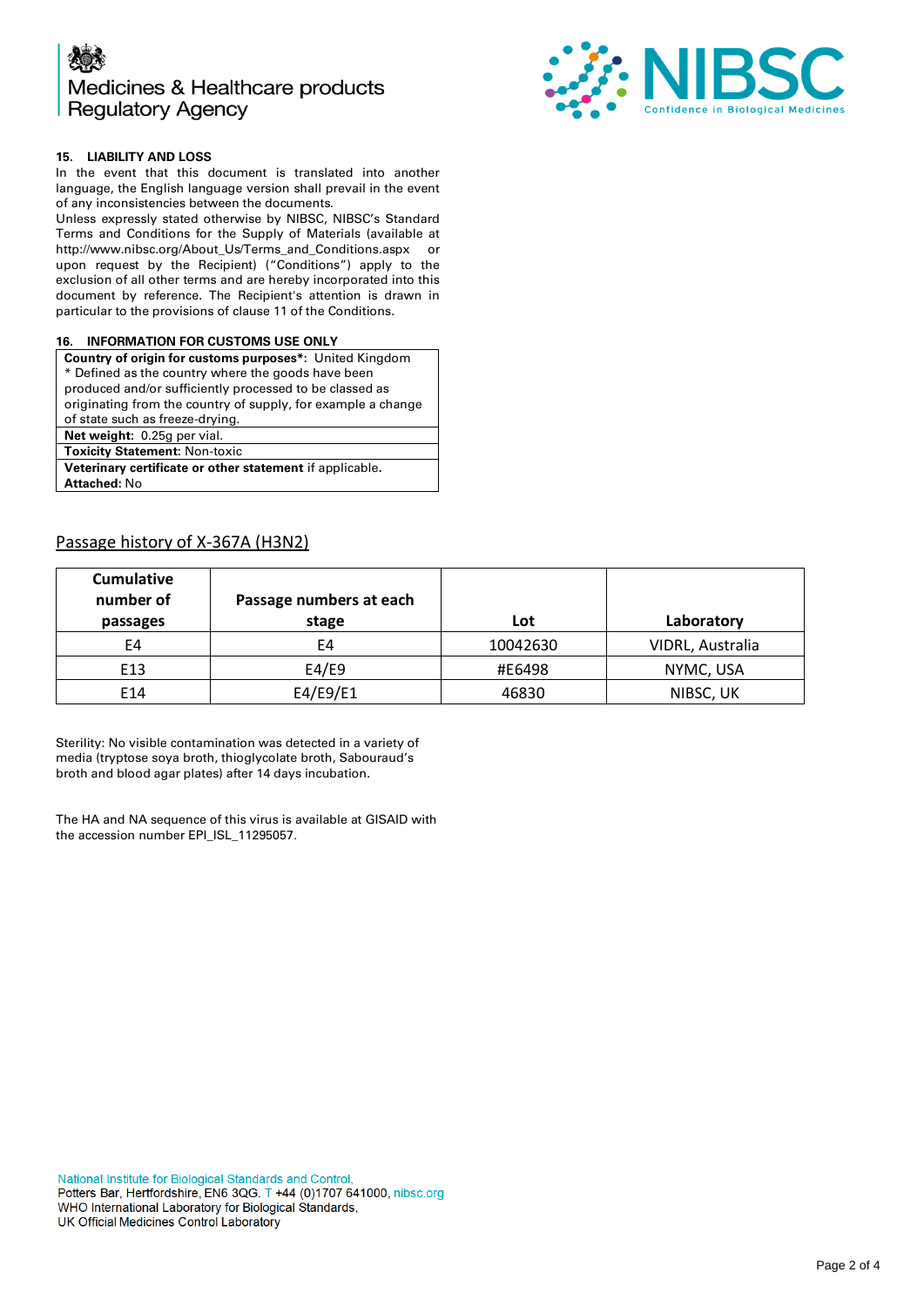### 15. LIABILITY AND LOSS

In the event that this document is translated into another language, the English language version shall prevail in the event of any inconsistencies between the documents.

Unless expressly stated otherwise by NIBSC, NIBSC's Standard Terms and Conditions for the Supply of Materials (available at http://www.nibsc.org/About_Us/Terms_and_Conditions.aspx or upon request by the Recipient) ("Conditions") apply to the exclusion of all other terms and are hereby incorporated into this document by reference. The Recipient's attention is drawn in particular to the provisions of clause 11 of the Conditions.

### 16. INFORMATION FOR CUSTOMS USE ONLY

| |
|---|
| **Country of origin for customs purposes*:** United Kingdom<br>* Defined as the country where the goods have been produced and/or sufficiently processed to be classed as originating from the country of supply, for example a change of state such as freeze-drying. |
| **Net weight:** 0.25g per vial. |
| **Toxicity Statement:** Non-toxic |
| **Veterinary certificate or other statement** if applicable.<br>**Attached:** No |

## Passage history of X-367A (H3N2)

| Cumulative number of passages | Passage numbers at each stage | Lot | Laboratory |
|---|---|---|---|
| E4 | E4 | 10042630 | VIDRL, Australia |
| E13 | E4/E9 | #E6498 | NYMC, USA |
| E14 | E4/E9/E1 | 46830 | NIBSC, UK |

Sterility: No visible contamination was detected in a variety of media (tryptose soya broth, thioglycolate broth, Sabouraud's broth and blood agar plates) after 14 days incubation.

The HA and NA sequence of this virus is available at GISAID with the accession number EPI_ISL_11295057.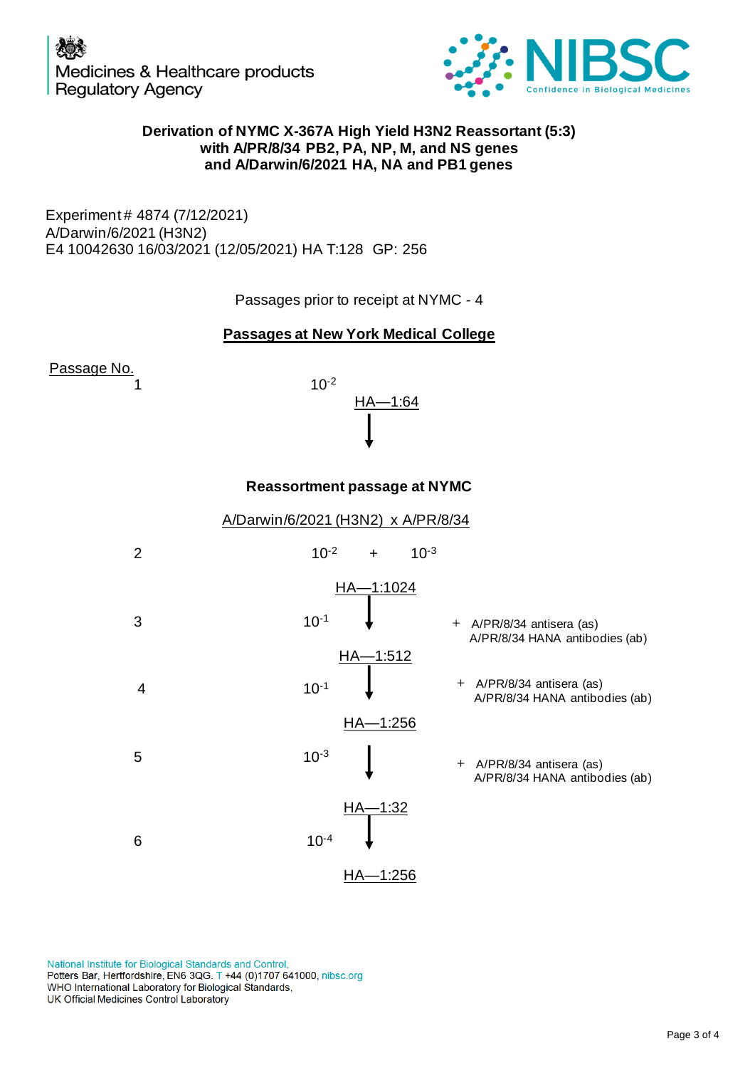Medicines & Healthcare products Regulatory Agency

NIBSC — Confidence in Biological Medicines

**Derivation of NYMC X-367A High Yield H3N2 Reassortant (5:3) with A/PR/8/34 PB2, PA, NP, M, and NS genes and A/Darwin/6/2021 HA, NA and PB1 genes**

Experiment # 4874 (7/12/2021)
A/Darwin/6/2021 (H3N2)
E4 10042630 16/03/2021 (12/05/2021) HA T:128 GP: 256

Passages prior to receipt at NYMC - 4

**Passages at New York Medical College**

Passage No.

1 — $10^{-2}$

HA—1:64

↓

**Reassortment passage at NYMC**

A/Darwin/6/2021 (H3N2) x A/PR/8/34

2 — $10^{-2}$ + $10^{-3}$

HA—1:1024

3 — $10^{-1}$ ↓ + A/PR/8/34 antisera (as), A/PR/8/34 HANA antibodies (ab)

HA—1:512

4 — $10^{-1}$ ↓ + A/PR/8/34 antisera (as), A/PR/8/34 HANA antibodies (ab)

HA—1:256

5 — $10^{-3}$ ↓ + A/PR/8/34 antisera (as), A/PR/8/34 HANA antibodies (ab)

HA—1:32

6 — $10^{-4}$ ↓

HA—1:256

National Institute for Biological Standards and Control,
Potters Bar, Hertfordshire, EN6 3QG. T +44 (0)1707 641000, nibsc.org
WHO International Laboratory for Biological Standards,
UK Official Medicines Control Laboratory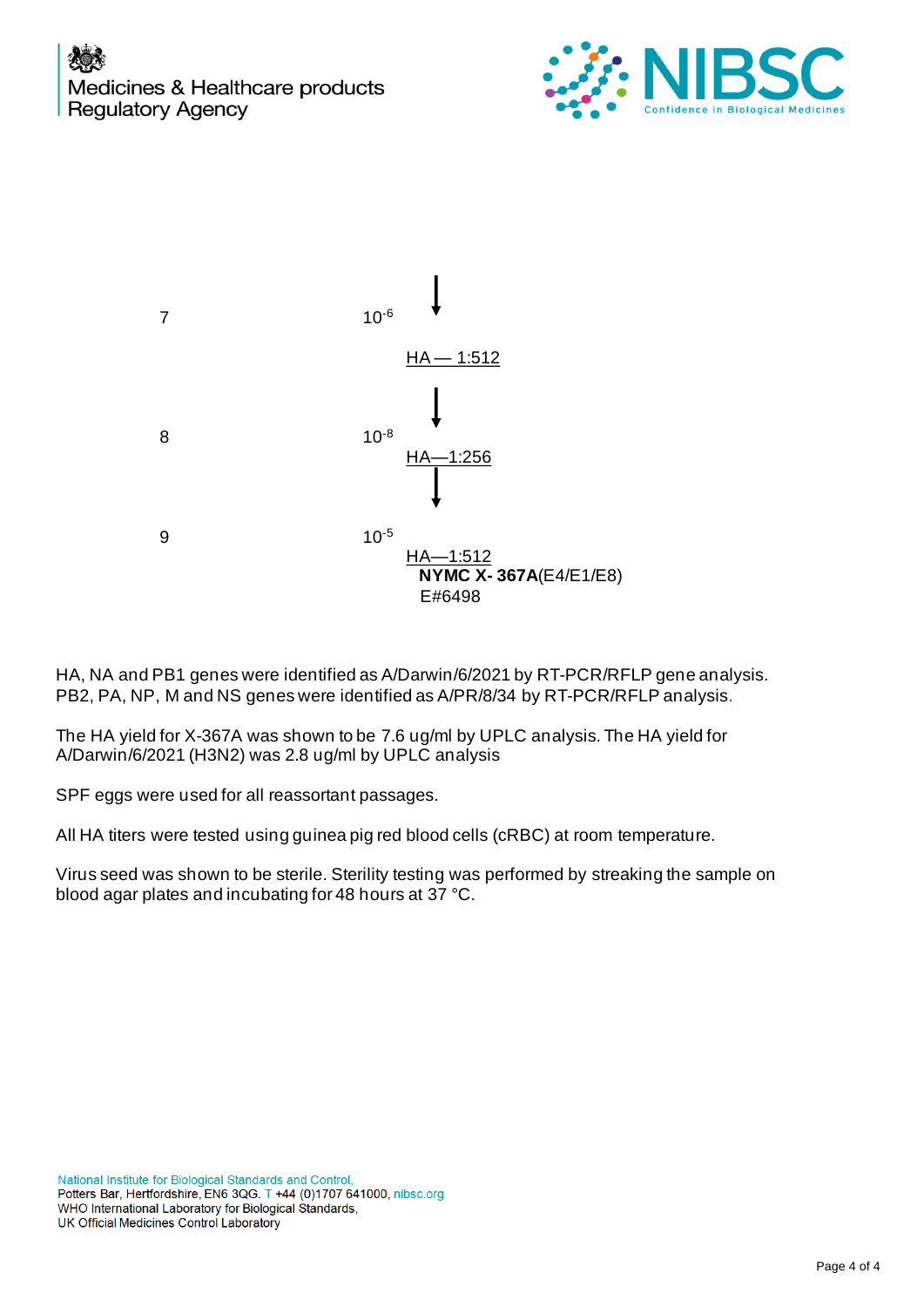| | | |
|---|---|---|
| 7 | $10^{-6}$ | ↓ |
| | | HA — 1:512 |
| | | ↓ |
| 8 | $10^{-8}$ | HA—1:256 |
| | | ↓ |
| 9 | $10^{-5}$ | HA—1:512 |
| | | **NYMC X- 367A**(E4/E1/E8) |
| | | E#6498 |

HA, NA and PB1 genes were identified as A/Darwin/6/2021 by RT-PCR/RFLP gene analysis. PB2, PA, NP, M and NS genes were identified as A/PR/8/34 by RT-PCR/RFLP analysis.

The HA yield for X-367A was shown to be 7.6 ug/ml by UPLC analysis. The HA yield for A/Darwin/6/2021 (H3N2) was 2.8 ug/ml by UPLC analysis

SPF eggs were used for all reassortant passages.

All HA titers were tested using guinea pig red blood cells (cRBC) at room temperature.

Virus seed was shown to be sterile. Sterility testing was performed by streaking the sample on blood agar plates and incubating for 48 hours at 37 °C.